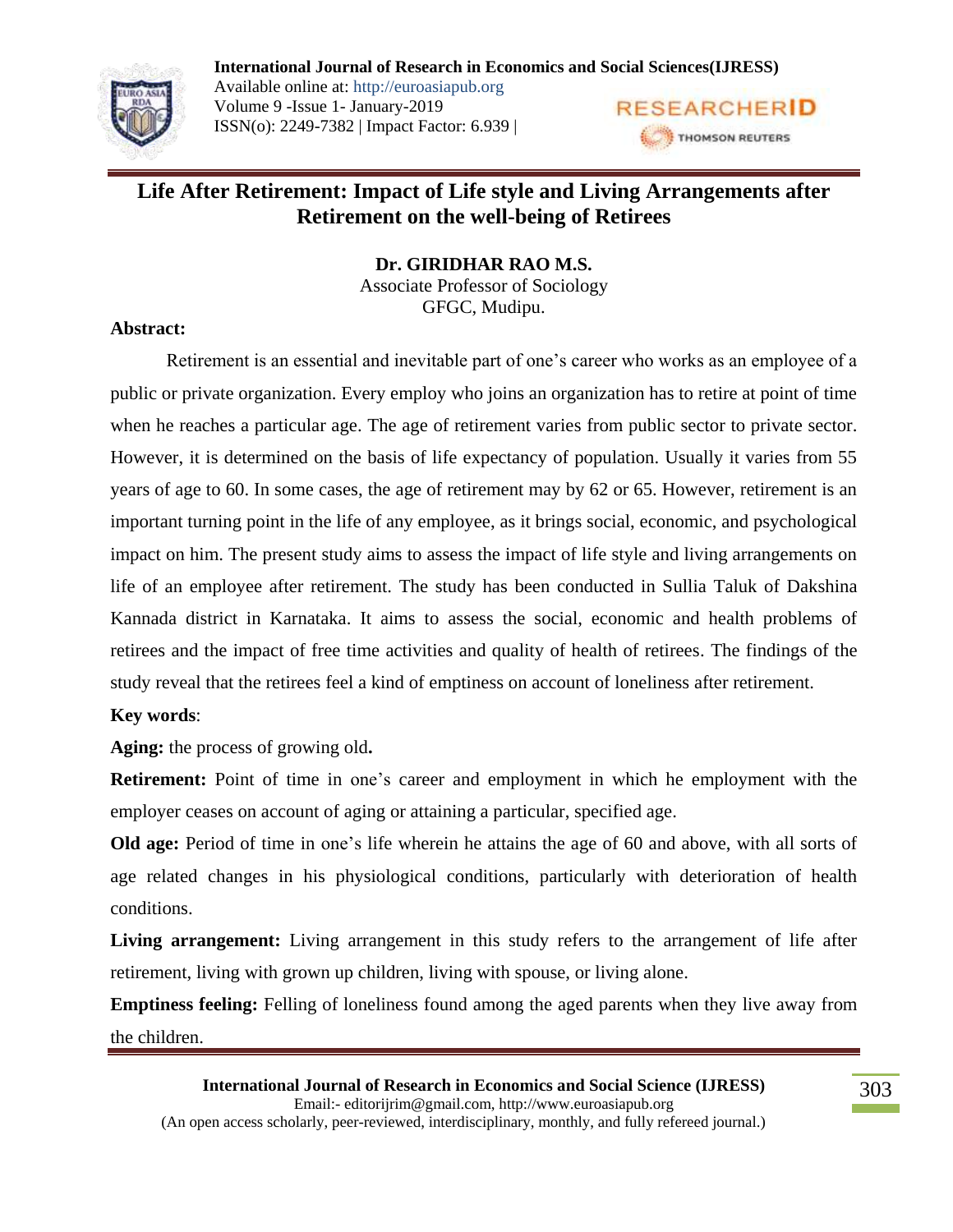# Life After Retirement: Impact of Life style and Living Arrangements after Retirement on the well-being of Retirees

**Dr. GIRIDHAR RAO M.S.**
Associate Professor of Sociology
GFGC, Mudipu.

**Abstract:**

Retirement is an essential and inevitable part of one's career who works as an employee of a public or private organization. Every employ who joins an organization has to retire at point of time when he reaches a particular age. The age of retirement varies from public sector to private sector. However, it is determined on the basis of life expectancy of population. Usually it varies from 55 years of age to 60. In some cases, the age of retirement may by 62 or 65. However, retirement is an important turning point in the life of any employee, as it brings social, economic, and psychological impact on him. The present study aims to assess the impact of life style and living arrangements on life of an employee after retirement. The study has been conducted in Sullia Taluk of Dakshina Kannada district in Karnataka. It aims to assess the social, economic and health problems of retirees and the impact of free time activities and quality of health of retirees. The findings of the study reveal that the retirees feel a kind of emptiness on account of loneliness after retirement.

**Key words**:

**Aging:** the process of growing old**.**

**Retirement:** Point of time in one's career and employment in which he employment with the employer ceases on account of aging or attaining a particular, specified age.

**Old age:** Period of time in one's life wherein he attains the age of 60 and above, with all sorts of age related changes in his physiological conditions, particularly with deterioration of health conditions.

**Living arrangement:** Living arrangement in this study refers to the arrangement of life after retirement, living with grown up children, living with spouse, or living alone.

**Emptiness feeling:** Felling of loneliness found among the aged parents when they live away from the children.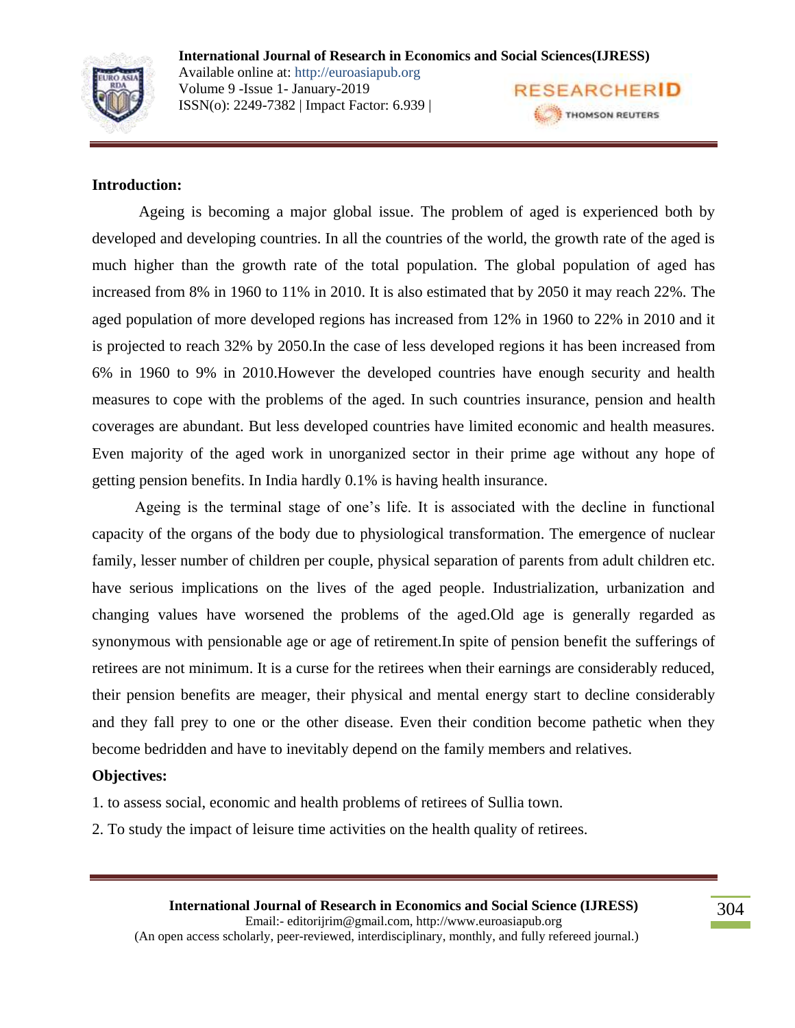## Introduction:

Ageing is becoming a major global issue. The problem of aged is experienced both by developed and developing countries. In all the countries of the world, the growth rate of the aged is much higher than the growth rate of the total population. The global population of aged has increased from 8% in 1960 to 11% in 2010. It is also estimated that by 2050 it may reach 22%. The aged population of more developed regions has increased from 12% in 1960 to 22% in 2010 and it is projected to reach 32% by 2050.In the case of less developed regions it has been increased from 6% in 1960 to 9% in 2010.However the developed countries have enough security and health measures to cope with the problems of the aged. In such countries insurance, pension and health coverages are abundant. But less developed countries have limited economic and health measures. Even majority of the aged work in unorganized sector in their prime age without any hope of getting pension benefits. In India hardly 0.1% is having health insurance.

Ageing is the terminal stage of one's life. It is associated with the decline in functional capacity of the organs of the body due to physiological transformation. The emergence of nuclear family, lesser number of children per couple, physical separation of parents from adult children etc. have serious implications on the lives of the aged people. Industrialization, urbanization and changing values have worsened the problems of the aged.Old age is generally regarded as synonymous with pensionable age or age of retirement.In spite of pension benefit the sufferings of retirees are not minimum. It is a curse for the retirees when their earnings are considerably reduced, their pension benefits are meager, their physical and mental energy start to decline considerably and they fall prey to one or the other disease. Even their condition become pathetic when they become bedridden and have to inevitably depend on the family members and relatives.

## Objectives:

1. to assess social, economic and health problems of retirees of Sullia town.
2. To study the impact of leisure time activities on the health quality of retirees.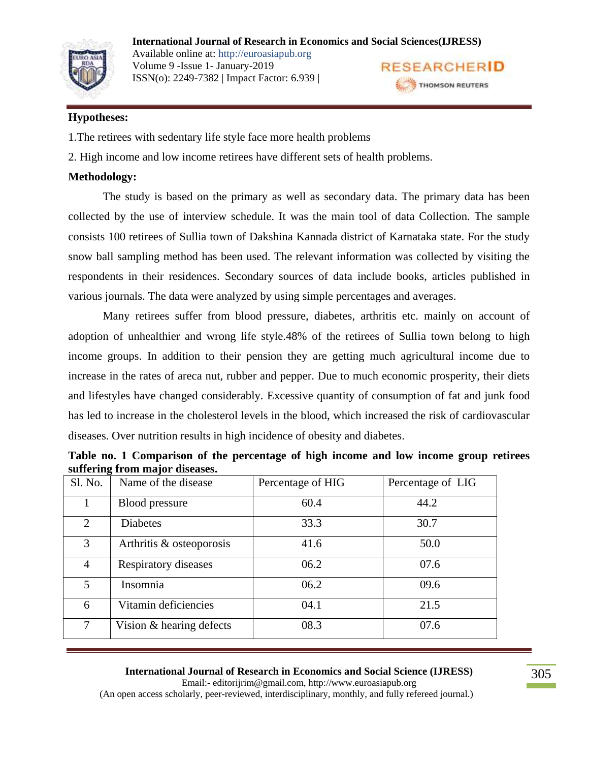**Hypotheses:**

1.The retirees with sedentary life style face more health problems

2. High income and low income retirees have different sets of health problems.

**Methodology:**

The study is based on the primary as well as secondary data. The primary data has been collected by the use of interview schedule. It was the main tool of data Collection. The sample consists 100 retirees of Sullia town of Dakshina Kannada district of Karnataka state. For the study snow ball sampling method has been used. The relevant information was collected by visiting the respondents in their residences. Secondary sources of data include books, articles published in various journals. The data were analyzed by using simple percentages and averages.

Many retirees suffer from blood pressure, diabetes, arthritis etc. mainly on account of adoption of unhealthier and wrong life style.48% of the retirees of Sullia town belong to high income groups. In addition to their pension they are getting much agricultural income due to increase in the rates of areca nut, rubber and pepper. Due to much economic prosperity, their diets and lifestyles have changed considerably. Excessive quantity of consumption of fat and junk food has led to increase in the cholesterol levels in the blood, which increased the risk of cardiovascular diseases. Over nutrition results in high incidence of obesity and diabetes.

**Table no. 1 Comparison of the percentage of high income and low income group retirees suffering from major diseases.**

| Sl. No. | Name of the disease | Percentage of HIG | Percentage of LIG |
|---|---|---|---|
| 1 | Blood pressure | 60.4 | 44.2 |
| 2 | Diabetes | 33.3 | 30.7 |
| 3 | Arthritis & osteoporosis | 41.6 | 50.0 |
| 4 | Respiratory diseases | 06.2 | 07.6 |
| 5 | Insomnia | 06.2 | 09.6 |
| 6 | Vitamin deficiencies | 04.1 | 21.5 |
| 7 | Vision & hearing defects | 08.3 | 07.6 |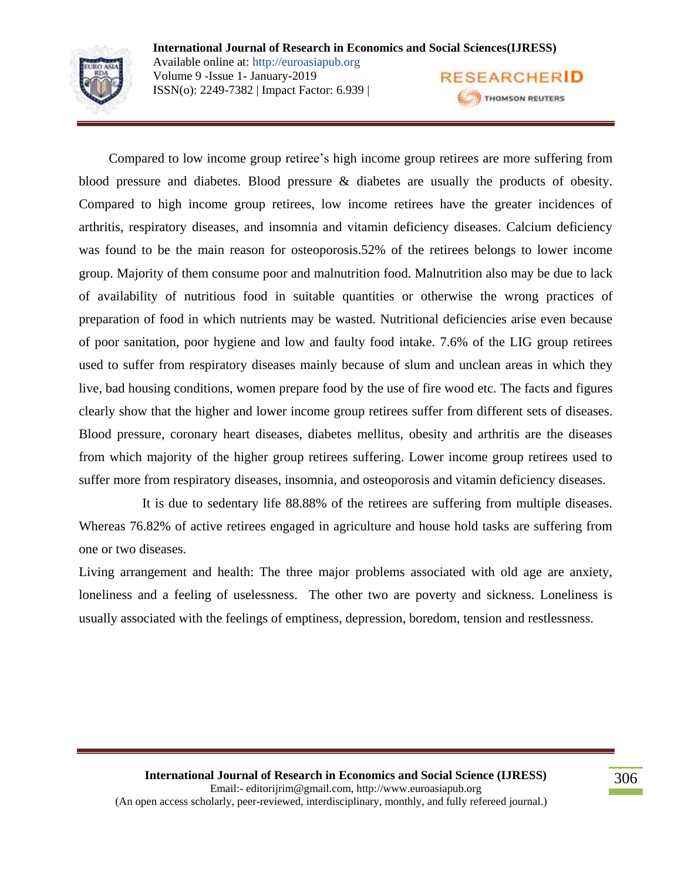Compared to low income group retiree's high income group retirees are more suffering from blood pressure and diabetes. Blood pressure & diabetes are usually the products of obesity. Compared to high income group retirees, low income retirees have the greater incidences of arthritis, respiratory diseases, and insomnia and vitamin deficiency diseases. Calcium deficiency was found to be the main reason for osteoporosis.52% of the retirees belongs to lower income group. Majority of them consume poor and malnutrition food. Malnutrition also may be due to lack of availability of nutritious food in suitable quantities or otherwise the wrong practices of preparation of food in which nutrients may be wasted. Nutritional deficiencies arise even because of poor sanitation, poor hygiene and low and faulty food intake. 7.6% of the LIG group retirees used to suffer from respiratory diseases mainly because of slum and unclean areas in which they live, bad housing conditions, women prepare food by the use of fire wood etc. The facts and figures clearly show that the higher and lower income group retirees suffer from different sets of diseases. Blood pressure, coronary heart diseases, diabetes mellitus, obesity and arthritis are the diseases from which majority of the higher group retirees suffering. Lower income group retirees used to suffer more from respiratory diseases, insomnia, and osteoporosis and vitamin deficiency diseases.

It is due to sedentary life 88.88% of the retirees are suffering from multiple diseases. Whereas 76.82% of active retirees engaged in agriculture and house hold tasks are suffering from one or two diseases.

Living arrangement and health: The three major problems associated with old age are anxiety, loneliness and a feeling of uselessness. The other two are poverty and sickness. Loneliness is usually associated with the feelings of emptiness, depression, boredom, tension and restlessness.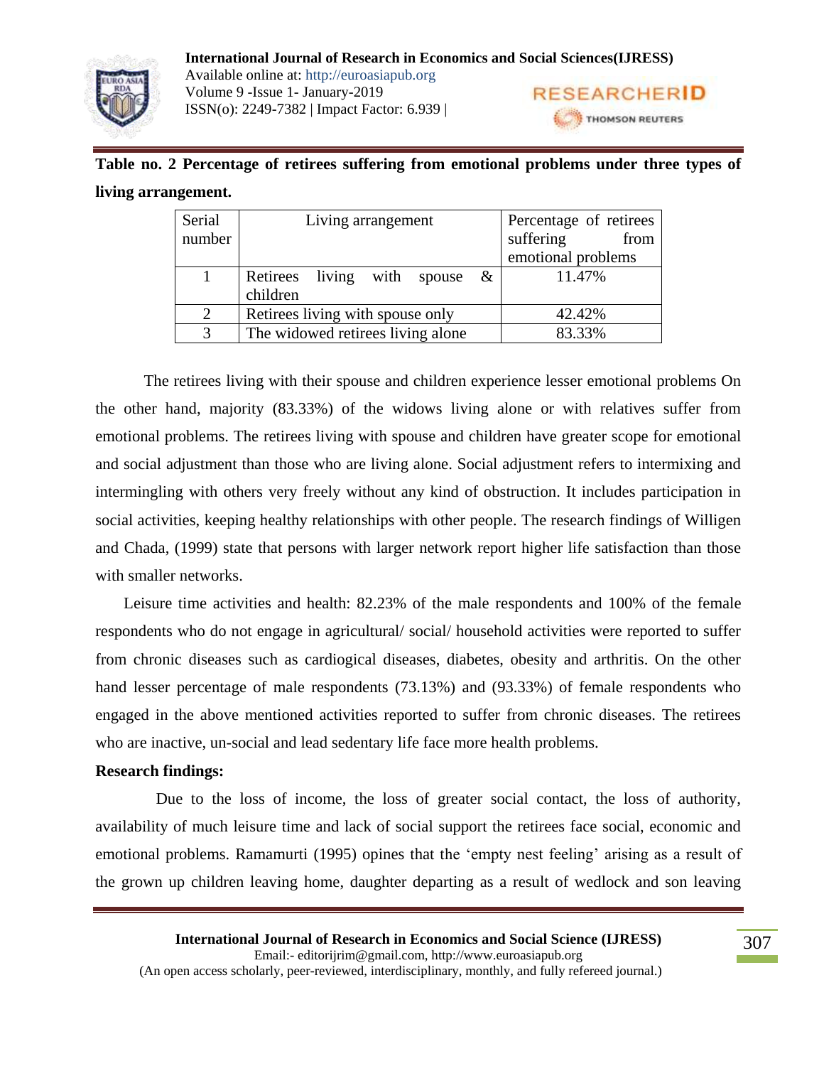**Table no. 2 Percentage of retirees suffering from emotional problems under three types of living arrangement.**

| Serial number | Living arrangement | Percentage of retirees suffering from emotional problems |
|---|---|---|
| 1 | Retirees living with spouse & children | 11.47% |
| 2 | Retirees living with spouse only | 42.42% |
| 3 | The widowed retirees living alone | 83.33% |

The retirees living with their spouse and children experience lesser emotional problems On the other hand, majority (83.33%) of the widows living alone or with relatives suffer from emotional problems. The retirees living with spouse and children have greater scope for emotional and social adjustment than those who are living alone. Social adjustment refers to intermixing and intermingling with others very freely without any kind of obstruction. It includes participation in social activities, keeping healthy relationships with other people. The research findings of Willigen and Chada, (1999) state that persons with larger network report higher life satisfaction than those with smaller networks.

Leisure time activities and health: 82.23% of the male respondents and 100% of the female respondents who do not engage in agricultural/ social/ household activities were reported to suffer from chronic diseases such as cardiogical diseases, diabetes, obesity and arthritis. On the other hand lesser percentage of male respondents (73.13%) and (93.33%) of female respondents who engaged in the above mentioned activities reported to suffer from chronic diseases. The retirees who are inactive, un-social and lead sedentary life face more health problems.

**Research findings:**

Due to the loss of income, the loss of greater social contact, the loss of authority, availability of much leisure time and lack of social support the retirees face social, economic and emotional problems. Ramamurti (1995) opines that the 'empty nest feeling' arising as a result of the grown up children leaving home, daughter departing as a result of wedlock and son leaving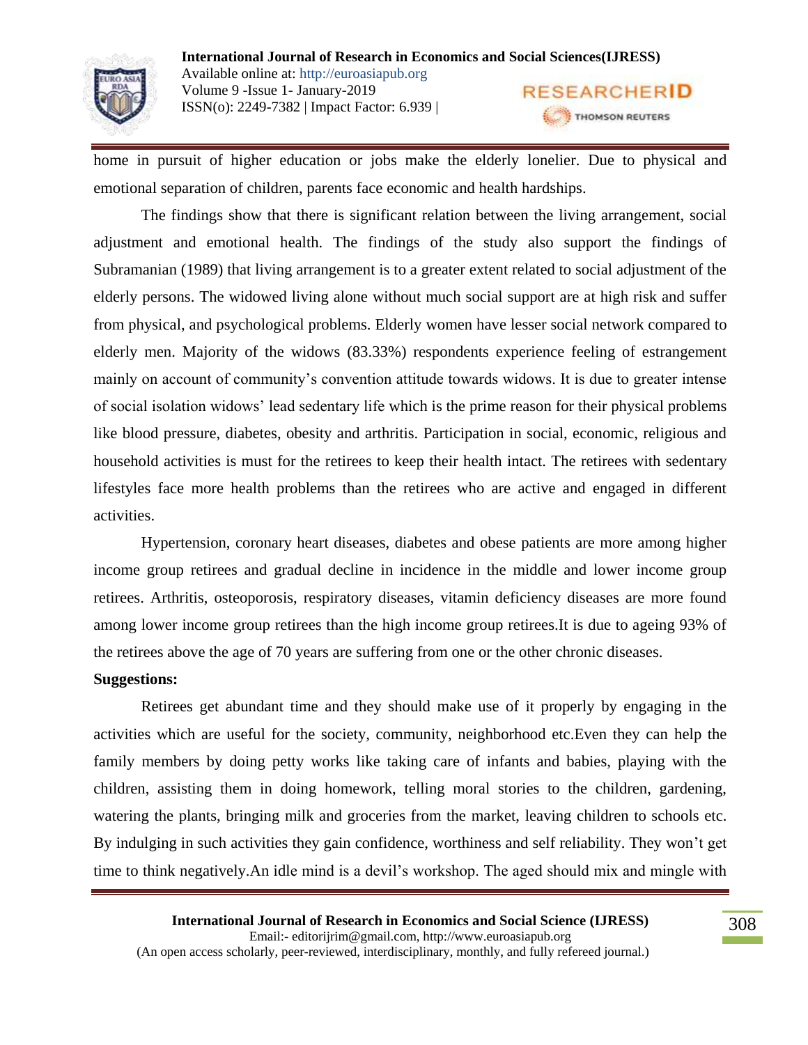home in pursuit of higher education or jobs make the elderly lonelier. Due to physical and emotional separation of children, parents face economic and health hardships.

The findings show that there is significant relation between the living arrangement, social adjustment and emotional health. The findings of the study also support the findings of Subramanian (1989) that living arrangement is to a greater extent related to social adjustment of the elderly persons. The widowed living alone without much social support are at high risk and suffer from physical, and psychological problems. Elderly women have lesser social network compared to elderly men. Majority of the widows (83.33%) respondents experience feeling of estrangement mainly on account of community's convention attitude towards widows. It is due to greater intense of social isolation widows' lead sedentary life which is the prime reason for their physical problems like blood pressure, diabetes, obesity and arthritis. Participation in social, economic, religious and household activities is must for the retirees to keep their health intact. The retirees with sedentary lifestyles face more health problems than the retirees who are active and engaged in different activities.

Hypertension, coronary heart diseases, diabetes and obese patients are more among higher income group retirees and gradual decline in incidence in the middle and lower income group retirees. Arthritis, osteoporosis, respiratory diseases, vitamin deficiency diseases are more found among lower income group retirees than the high income group retirees.It is due to ageing 93% of the retirees above the age of 70 years are suffering from one or the other chronic diseases.

**Suggestions:**

Retirees get abundant time and they should make use of it properly by engaging in the activities which are useful for the society, community, neighborhood etc.Even they can help the family members by doing petty works like taking care of infants and babies, playing with the children, assisting them in doing homework, telling moral stories to the children, gardening, watering the plants, bringing milk and groceries from the market, leaving children to schools etc. By indulging in such activities they gain confidence, worthiness and self reliability. They won't get time to think negatively.An idle mind is a devil's workshop. The aged should mix and mingle with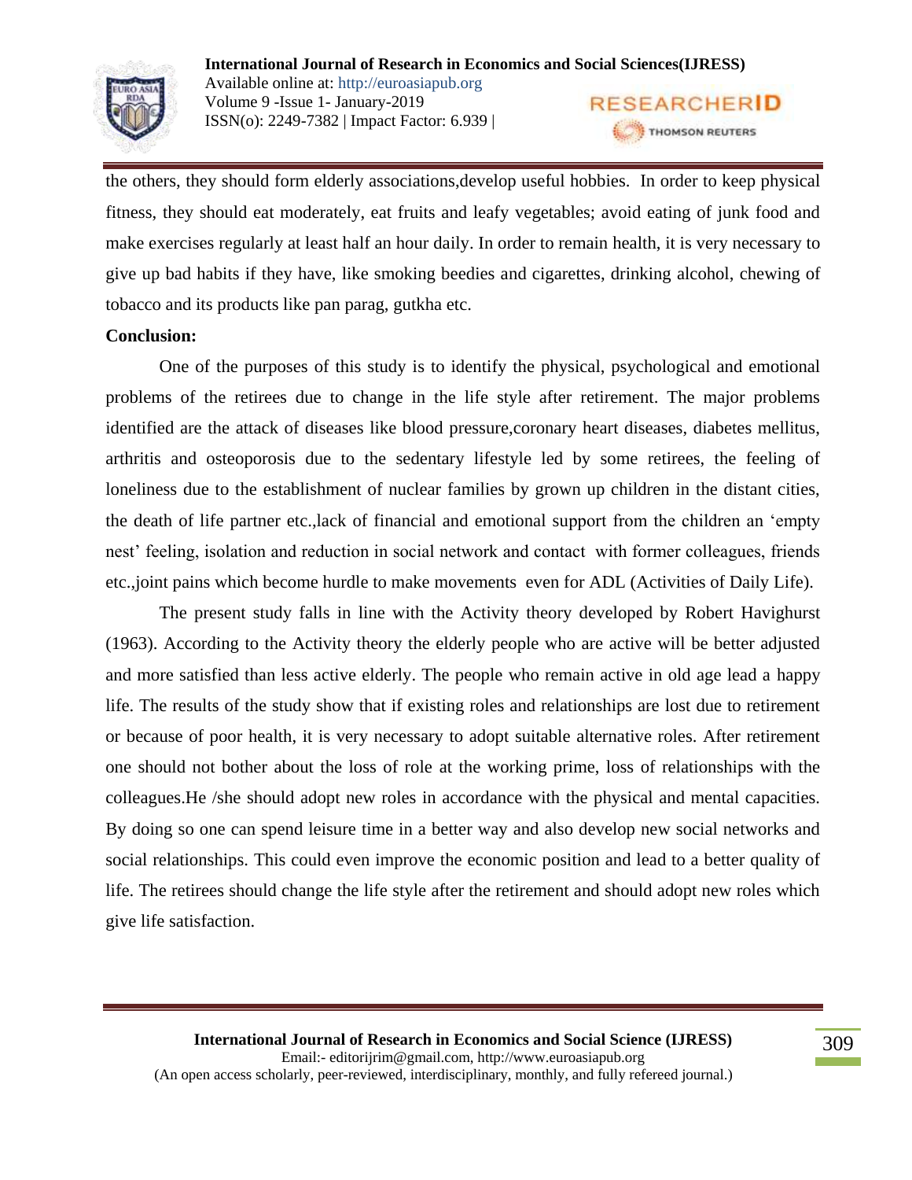the others, they should form elderly associations,develop useful hobbies. In order to keep physical fitness, they should eat moderately, eat fruits and leafy vegetables; avoid eating of junk food and make exercises regularly at least half an hour daily. In order to remain health, it is very necessary to give up bad habits if they have, like smoking beedies and cigarettes, drinking alcohol, chewing of tobacco and its products like pan parag, gutkha etc.

**Conclusion:**

One of the purposes of this study is to identify the physical, psychological and emotional problems of the retirees due to change in the life style after retirement. The major problems identified are the attack of diseases like blood pressure,coronary heart diseases, diabetes mellitus, arthritis and osteoporosis due to the sedentary lifestyle led by some retirees, the feeling of loneliness due to the establishment of nuclear families by grown up children in the distant cities, the death of life partner etc.,lack of financial and emotional support from the children an 'empty nest' feeling, isolation and reduction in social network and contact with former colleagues, friends etc.,joint pains which become hurdle to make movements even for ADL (Activities of Daily Life).

The present study falls in line with the Activity theory developed by Robert Havighurst (1963). According to the Activity theory the elderly people who are active will be better adjusted and more satisfied than less active elderly. The people who remain active in old age lead a happy life. The results of the study show that if existing roles and relationships are lost due to retirement or because of poor health, it is very necessary to adopt suitable alternative roles. After retirement one should not bother about the loss of role at the working prime, loss of relationships with the colleagues.He /she should adopt new roles in accordance with the physical and mental capacities. By doing so one can spend leisure time in a better way and also develop new social networks and social relationships. This could even improve the economic position and lead to a better quality of life. The retirees should change the life style after the retirement and should adopt new roles which give life satisfaction.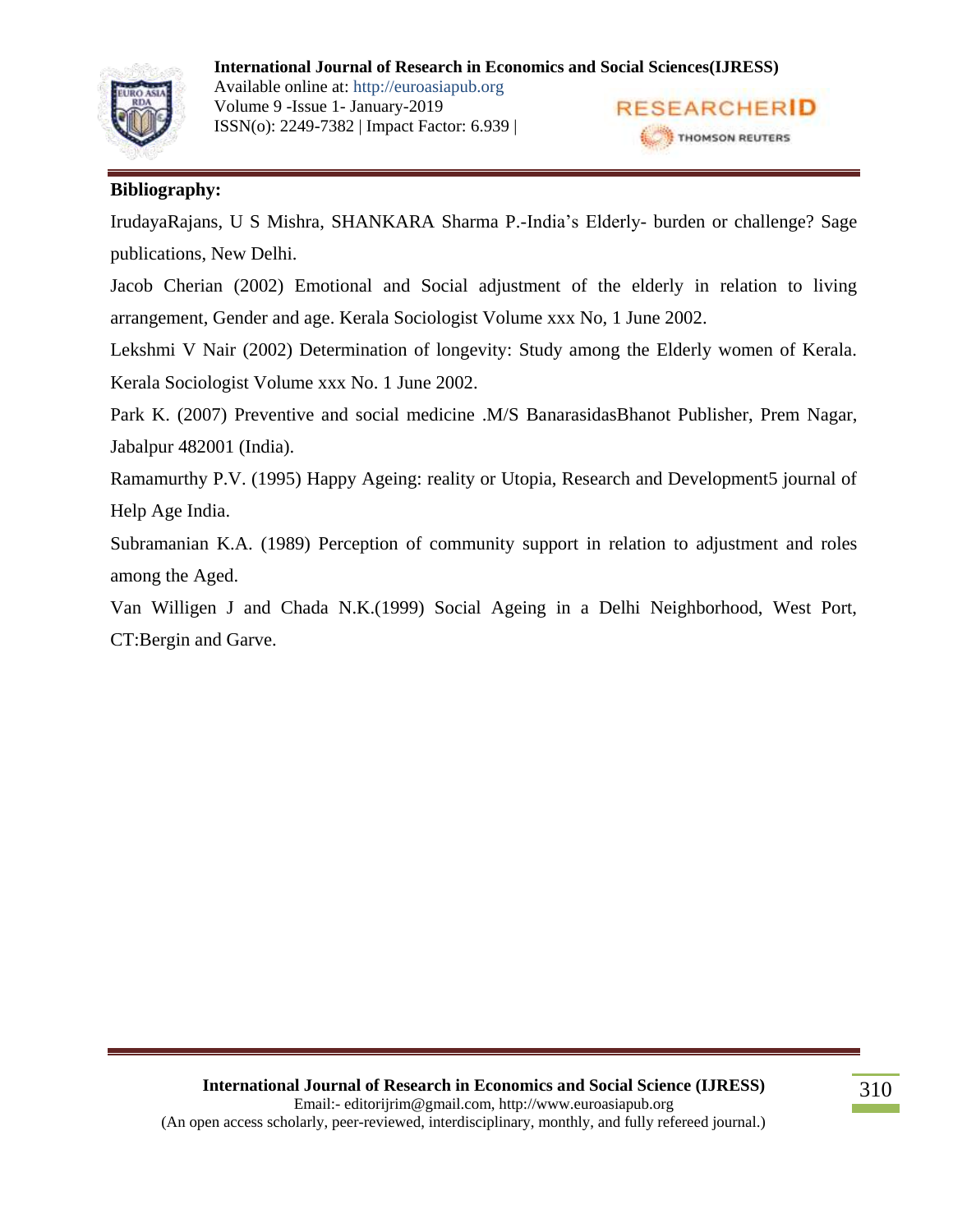**Bibliography:**

IrudayaRajans, U S Mishra, SHANKARA Sharma P.-India's Elderly- burden or challenge? Sage publications, New Delhi.

Jacob Cherian (2002) Emotional and Social adjustment of the elderly in relation to living arrangement, Gender and age. Kerala Sociologist Volume xxx No, 1 June 2002.

Lekshmi V Nair (2002) Determination of longevity: Study among the Elderly women of Kerala. Kerala Sociologist Volume xxx No. 1 June 2002.

Park K. (2007) Preventive and social medicine .M/S BanarasidasBhanot Publisher, Prem Nagar, Jabalpur 482001 (India).

Ramamurthy P.V. (1995) Happy Ageing: reality or Utopia, Research and Development5 journal of Help Age India.

Subramanian K.A. (1989) Perception of community support in relation to adjustment and roles among the Aged.

Van Willigen J and Chada N.K.(1999) Social Ageing in a Delhi Neighborhood, West Port, CT:Bergin and Garve.